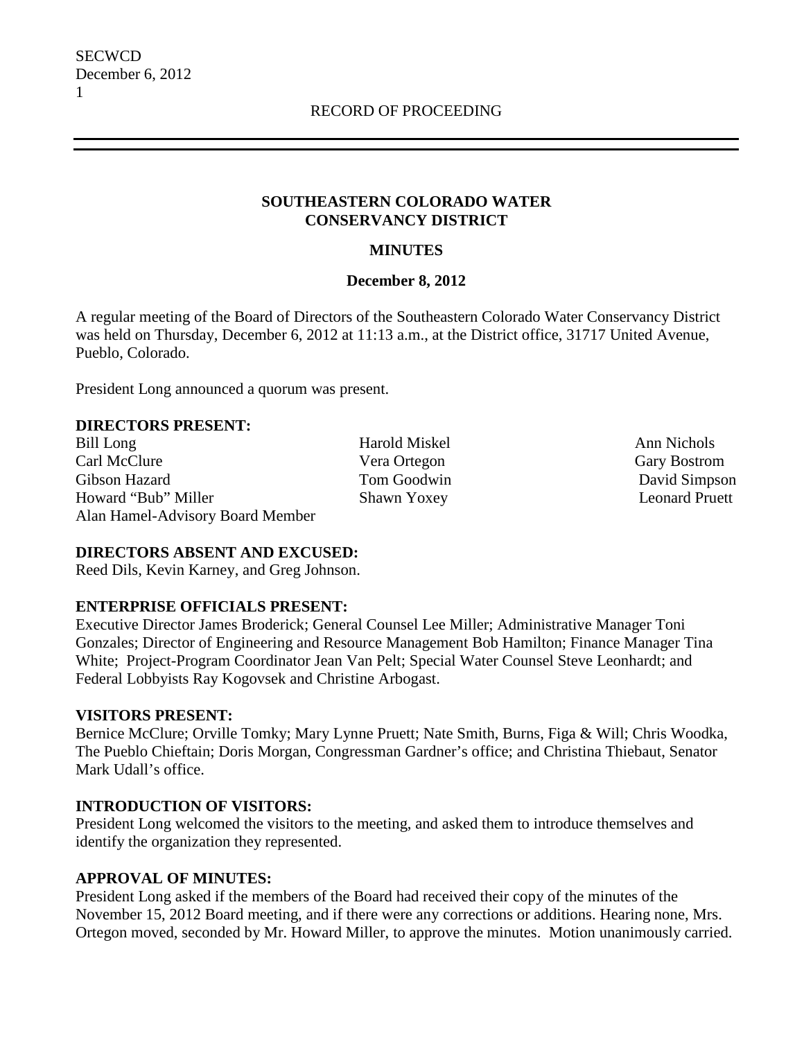RECORD OF PROCEEDING

# SOUTHEASTERN COLORADO WATER CONSERVANCY DISTRICT

## MINUTES

**December 8, 2012**

A regular meeting of the Board of Directors of the Southeastern Colorado Water Conservancy District was held on Thursday, December 6, 2012 at 11:13 a.m., at the District office, 31717 United Avenue, Pueblo, Colorado.

President Long announced a quorum was present.

**DIRECTORS PRESENT:**

Bill Long
Carl McClure
Gibson Hazard
Howard "Bub" Miller
Alan Hamel-Advisory Board Member
Harold Miskel
Vera Ortegon
Tom Goodwin
Shawn Yoxey
Ann Nichols
Gary Bostrom
David Simpson
Leonard Pruett

**DIRECTORS ABSENT AND EXCUSED:**

Reed Dils, Kevin Karney, and Greg Johnson.

**ENTERPRISE OFFICIALS PRESENT:**

Executive Director James Broderick; General Counsel Lee Miller; Administrative Manager Toni Gonzales; Director of Engineering and Resource Management Bob Hamilton; Finance Manager Tina White; Project-Program Coordinator Jean Van Pelt; Special Water Counsel Steve Leonhardt; and Federal Lobbyists Ray Kogovsek and Christine Arbogast.

**VISITORS PRESENT:**

Bernice McClure; Orville Tomky; Mary Lynne Pruett; Nate Smith, Burns, Figa & Will; Chris Woodka, The Pueblo Chieftain; Doris Morgan, Congressman Gardner's office; and Christina Thiebaut, Senator Mark Udall's office.

**INTRODUCTION OF VISITORS:**

President Long welcomed the visitors to the meeting, and asked them to introduce themselves and identify the organization they represented.

**APPROVAL OF MINUTES:**

President Long asked if the members of the Board had received their copy of the minutes of the November 15, 2012 Board meeting, and if there were any corrections or additions. Hearing none, Mrs. Ortegon moved, seconded by Mr. Howard Miller, to approve the minutes. Motion unanimously carried.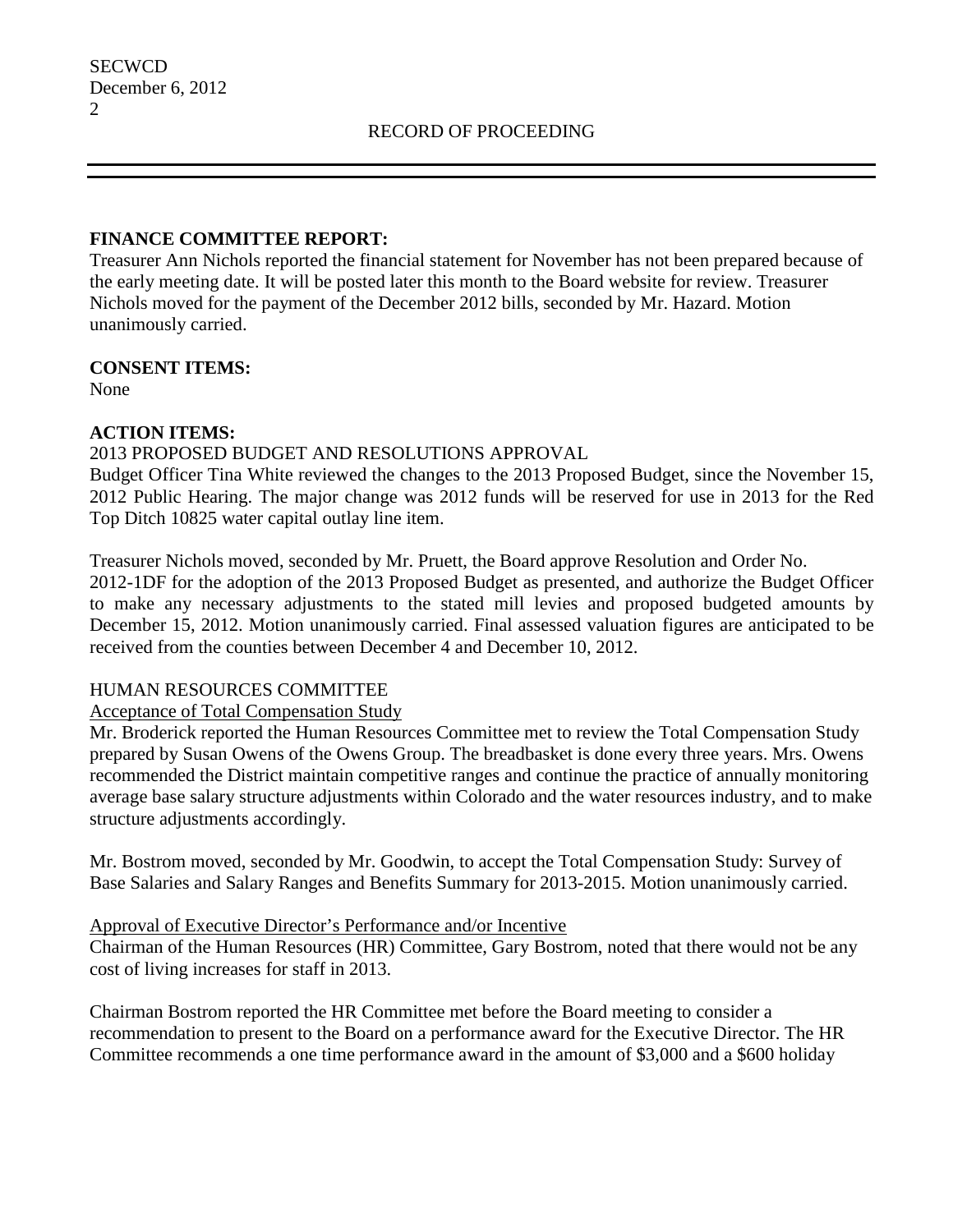RECORD OF PROCEEDING

**FINANCE COMMITTEE REPORT:**

Treasurer Ann Nichols reported the financial statement for November has not been prepared because of the early meeting date. It will be posted later this month to the Board website for review. Treasurer Nichols moved for the payment of the December 2012 bills, seconded by Mr. Hazard. Motion unanimously carried.

**CONSENT ITEMS:**

None

**ACTION ITEMS:**

2013 PROPOSED BUDGET AND RESOLUTIONS APPROVAL

Budget Officer Tina White reviewed the changes to the 2013 Proposed Budget, since the November 15, 2012 Public Hearing. The major change was 2012 funds will be reserved for use in 2013 for the Red Top Ditch 10825 water capital outlay line item.

Treasurer Nichols moved, seconded by Mr. Pruett, the Board approve Resolution and Order No. 2012-1DF for the adoption of the 2013 Proposed Budget as presented, and authorize the Budget Officer to make any necessary adjustments to the stated mill levies and proposed budgeted amounts by December 15, 2012. Motion unanimously carried. Final assessed valuation figures are anticipated to be received from the counties between December 4 and December 10, 2012.

HUMAN RESOURCES COMMITTEE

Acceptance of Total Compensation Study

Mr. Broderick reported the Human Resources Committee met to review the Total Compensation Study prepared by Susan Owens of the Owens Group. The breadbasket is done every three years. Mrs. Owens recommended the District maintain competitive ranges and continue the practice of annually monitoring average base salary structure adjustments within Colorado and the water resources industry, and to make structure adjustments accordingly.

Mr. Bostrom moved, seconded by Mr. Goodwin, to accept the Total Compensation Study: Survey of Base Salaries and Salary Ranges and Benefits Summary for 2013-2015. Motion unanimously carried.

Approval of Executive Director's Performance and/or Incentive

Chairman of the Human Resources (HR) Committee, Gary Bostrom, noted that there would not be any cost of living increases for staff in 2013.

Chairman Bostrom reported the HR Committee met before the Board meeting to consider a recommendation to present to the Board on a performance award for the Executive Director. The HR Committee recommends a one time performance award in the amount of $3,000 and a $600 holiday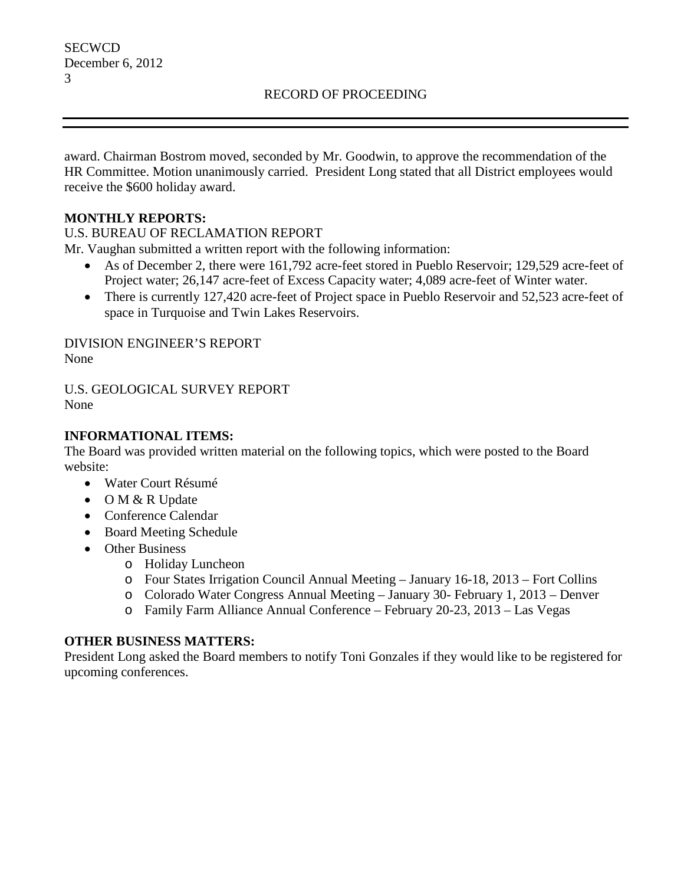award. Chairman Bostrom moved, seconded by Mr. Goodwin, to approve the recommendation of the HR Committee. Motion unanimously carried. President Long stated that all District employees would receive the $600 holiday award.

**MONTHLY REPORTS:**

U.S. BUREAU OF RECLAMATION REPORT

Mr. Vaughan submitted a written report with the following information:

- As of December 2, there were 161,792 acre-feet stored in Pueblo Reservoir; 129,529 acre-feet of Project water; 26,147 acre-feet of Excess Capacity water; 4,089 acre-feet of Winter water.
- There is currently 127,420 acre-feet of Project space in Pueblo Reservoir and 52,523 acre-feet of space in Turquoise and Twin Lakes Reservoirs.

DIVISION ENGINEER'S REPORT

None

U.S. GEOLOGICAL SURVEY REPORT

None

**INFORMATIONAL ITEMS:**

The Board was provided written material on the following topics, which were posted to the Board website:

- Water Court Résumé
- O M & R Update
- Conference Calendar
- Board Meeting Schedule
- Other Business
  - Holiday Luncheon
  - Four States Irrigation Council Annual Meeting – January 16-18, 2013 – Fort Collins
  - Colorado Water Congress Annual Meeting – January 30- February 1, 2013 – Denver
  - Family Farm Alliance Annual Conference – February 20-23, 2013 – Las Vegas

**OTHER BUSINESS MATTERS:**

President Long asked the Board members to notify Toni Gonzales if they would like to be registered for upcoming conferences.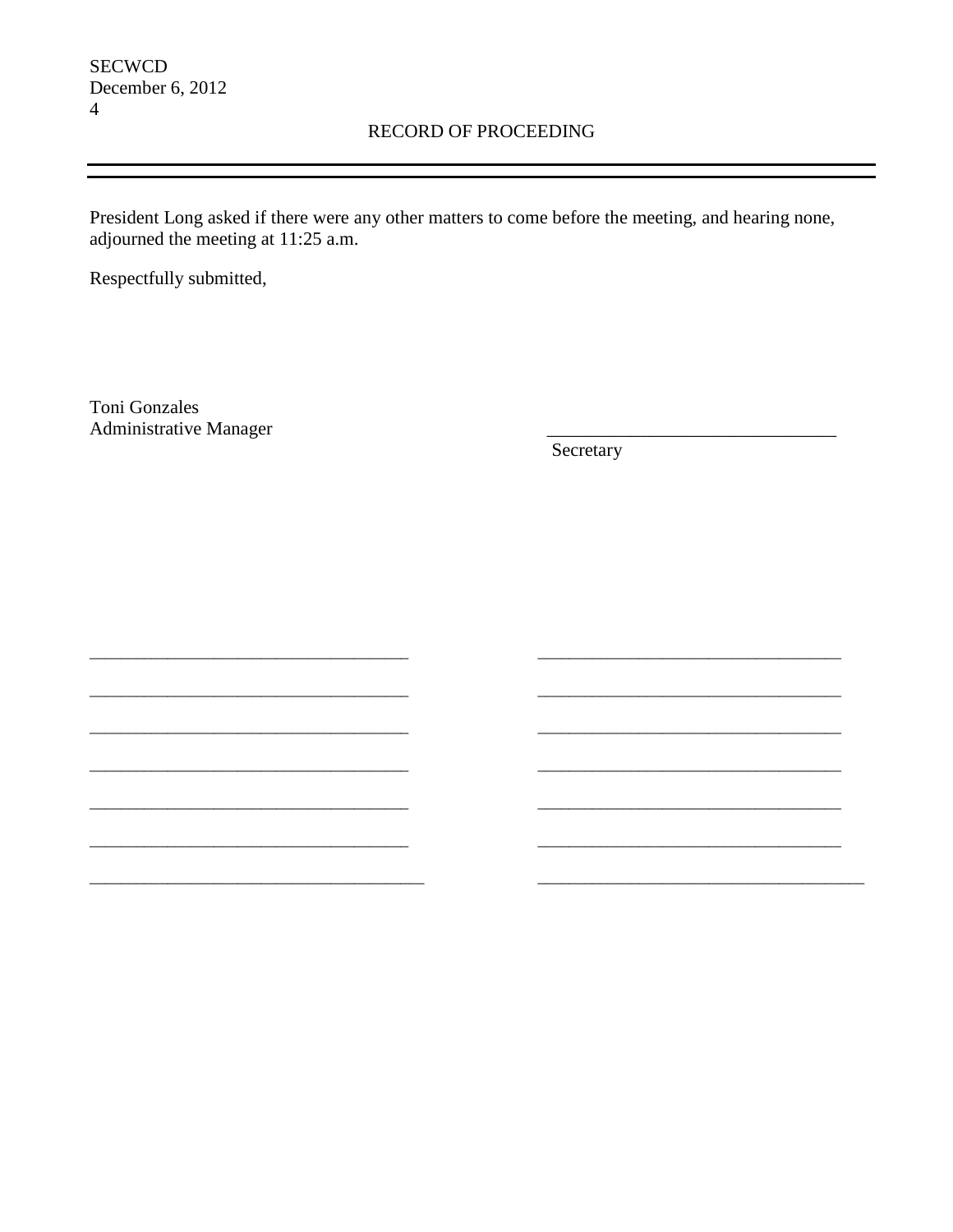RECORD OF PROCEEDING

President Long asked if there were any other matters to come before the meeting, and hearing none, adjourned the meeting at 11:25 a.m.

Respectfully submitted,

Toni Gonzales
Administrative Manager

_______________________________
Secretary

| | |
|---|---|
| _______________________________ | _______________________________ |
| _______________________________ | _______________________________ |
| _______________________________ | _______________________________ |
| _______________________________ | _______________________________ |
| _______________________________ | _______________________________ |
| _______________________________ | _______________________________ |
| _______________________________ | _______________________________ |